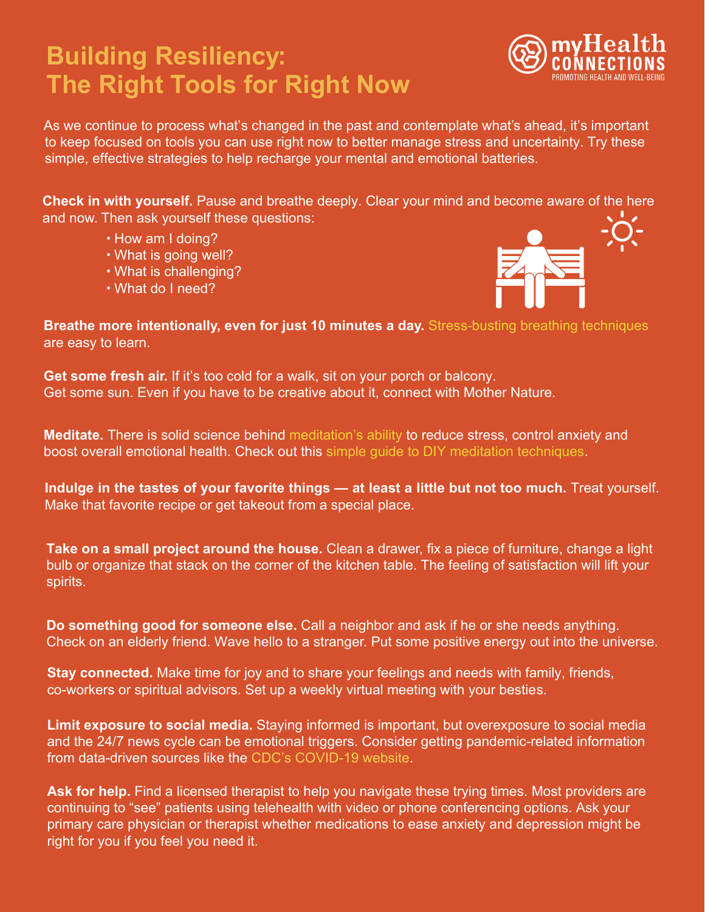# Building Resiliency: The Right Tools for Right Now

myHealth CONNECTIONS
PROMOTING HEALTH AND WELL-BEING

As we continue to process what's changed in the past and contemplate what's ahead, it's important to keep focused on tools you can use right now to better manage stress and uncertainty. Try these simple, effective strategies to help recharge your mental and emotional batteries.

**Check in with yourself.** Pause and breathe deeply. Clear your mind and become aware of the here and now. Then ask yourself these questions:

- How am I doing?
- What is going well?
- What is challenging?
- What do I need?

**Breathe more intentionally, even for just 10 minutes a day.** Stress-busting breathing techniques are easy to learn.

**Get some fresh air.** If it's too cold for a walk, sit on your porch or balcony. Get some sun. Even if you have to be creative about it, connect with Mother Nature.

**Meditate.** There is solid science behind meditation's ability to reduce stress, control anxiety and boost overall emotional health. Check out this simple guide to DIY meditation techniques.

**Indulge in the tastes of your favorite things — at least a little but not too much.** Treat yourself. Make that favorite recipe or get takeout from a special place.

**Take on a small project around the house.** Clean a drawer, fix a piece of furniture, change a light bulb or organize that stack on the corner of the kitchen table. The feeling of satisfaction will lift your spirits.

**Do something good for someone else.** Call a neighbor and ask if he or she needs anything. Check on an elderly friend. Wave hello to a stranger. Put some positive energy out into the universe.

**Stay connected.** Make time for joy and to share your feelings and needs with family, friends, co-workers or spiritual advisors. Set up a weekly virtual meeting with your besties.

**Limit exposure to social media.** Staying informed is important, but overexposure to social media and the 24/7 news cycle can be emotional triggers. Consider getting pandemic-related information from data-driven sources like the CDC's COVID-19 website.

**Ask for help.** Find a licensed therapist to help you navigate these trying times. Most providers are continuing to "see" patients using telehealth with video or phone conferencing options. Ask your primary care physician or therapist whether medications to ease anxiety and depression might be right for you if you feel you need it.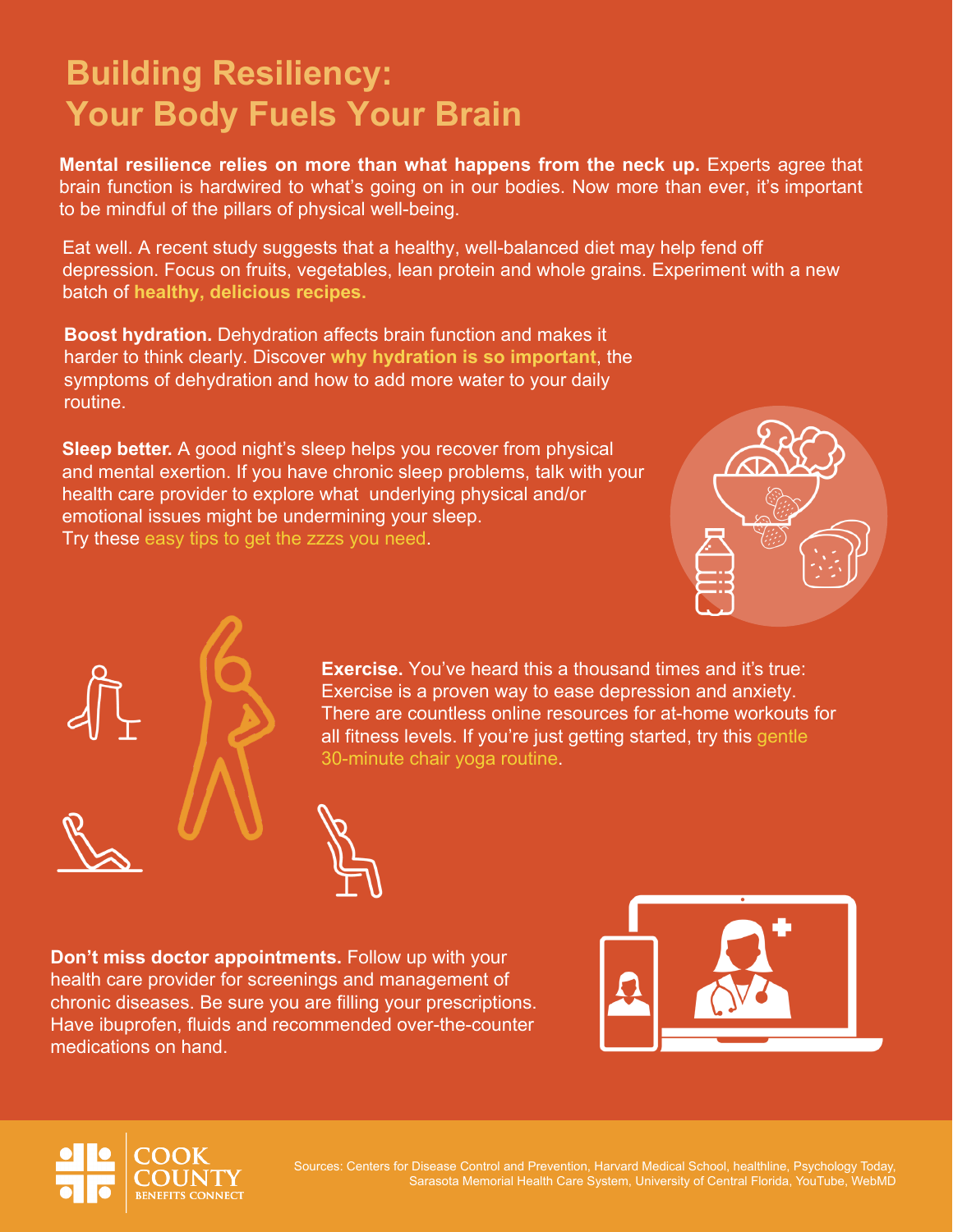# Building Resiliency: Your Body Fuels Your Brain

**Mental resilience relies on more than what happens from the neck up.** Experts agree that brain function is hardwired to what's going on in our bodies. Now more than ever, it's important to be mindful of the pillars of physical well-being.

Eat well. A recent study suggests that a healthy, well-balanced diet may help fend off depression. Focus on fruits, vegetables, lean protein and whole grains. Experiment with a new batch of **healthy, delicious recipes.**

**Boost hydration.** Dehydration affects brain function and makes it harder to think clearly. Discover **why hydration is so important**, the symptoms of dehydration and how to add more water to your daily routine.

**Sleep better.** A good night's sleep helps you recover from physical and mental exertion. If you have chronic sleep problems, talk with your health care provider to explore what underlying physical and/or emotional issues might be undermining your sleep. Try these easy tips to get the zzzs you need.

**Exercise.** You've heard this a thousand times and it's true: Exercise is a proven way to ease depression and anxiety. There are countless online resources for at-home workouts for all fitness levels. If you're just getting started, try this gentle 30-minute chair yoga routine.

**Don't miss doctor appointments.** Follow up with your health care provider for screenings and management of chronic diseases. Be sure you are filling your prescriptions. Have ibuprofen, fluids and recommended over-the-counter medications on hand.

COOK COUNTY BENEFITS CONNECT

Sources: Centers for Disease Control and Prevention, Harvard Medical School, healthline, Psychology Today, Sarasota Memorial Health Care System, University of Central Florida, YouTube, WebMD